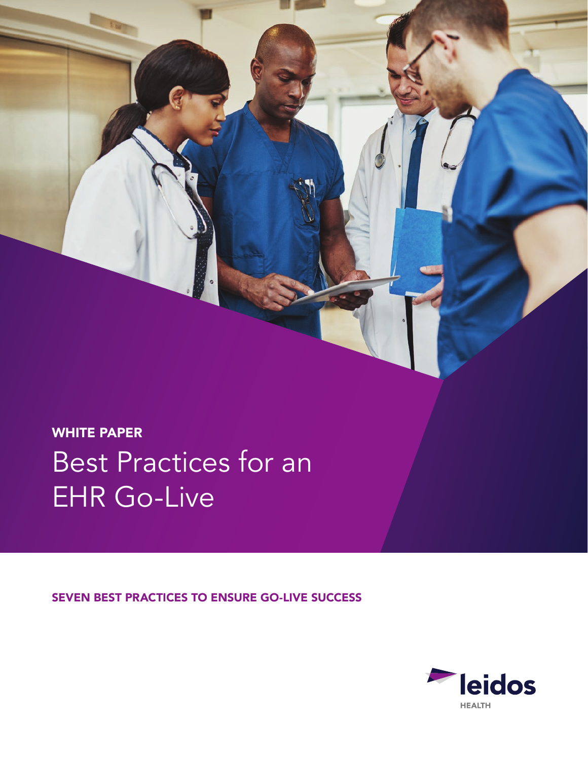WHITE PAPER

# Best Practices for an EHR Go-Live

## SEVEN BEST PRACTICES TO ENSURE GO-LIVE SUCCESS

leidos HEALTH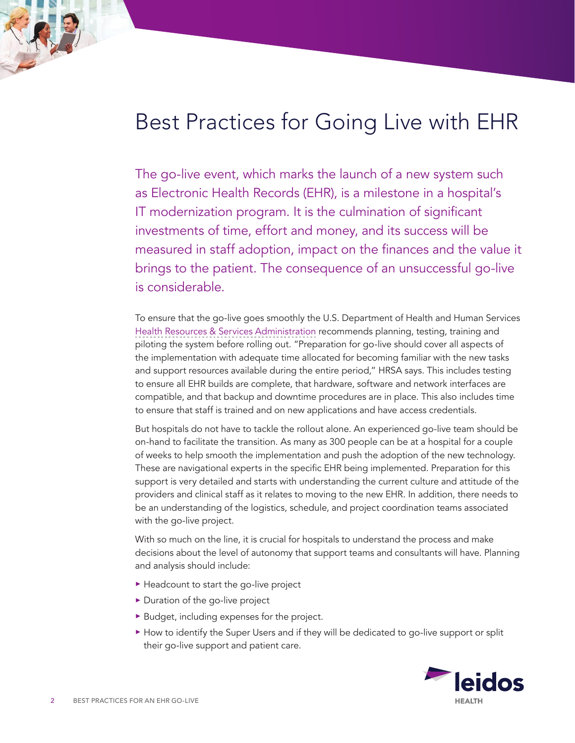# Best Practices for Going Live with EHR

The go-live event, which marks the launch of a new system such as Electronic Health Records (EHR), is a milestone in a hospital's IT modernization program. It is the culmination of significant investments of time, effort and money, and its success will be measured in staff adoption, impact on the finances and the value it brings to the patient. The consequence of an unsuccessful go-live is considerable.

To ensure that the go-live goes smoothly the U.S. Department of Health and Human Services Health Resources & Services Administration recommends planning, testing, training and piloting the system before rolling out. "Preparation for go-live should cover all aspects of the implementation with adequate time allocated for becoming familiar with the new tasks and support resources available during the entire period," HRSA says. This includes testing to ensure all EHR builds are complete, that hardware, software and network interfaces are compatible, and that backup and downtime procedures are in place. This also includes time to ensure that staff is trained and on new applications and have access credentials.

But hospitals do not have to tackle the rollout alone. An experienced go-live team should be on-hand to facilitate the transition. As many as 300 people can be at a hospital for a couple of weeks to help smooth the implementation and push the adoption of the new technology. These are navigational experts in the specific EHR being implemented. Preparation for this support is very detailed and starts with understanding the current culture and attitude of the providers and clinical staff as it relates to moving to the new EHR. In addition, there needs to be an understanding of the logistics, schedule, and project coordination teams associated with the go-live project.

With so much on the line, it is crucial for hospitals to understand the process and make decisions about the level of autonomy that support teams and consultants will have. Planning and analysis should include:

- Headcount to start the go-live project
- Duration of the go-live project
- Budget, including expenses for the project.
- How to identify the Super Users and if they will be dedicated to go-live support or split their go-live support and patient care.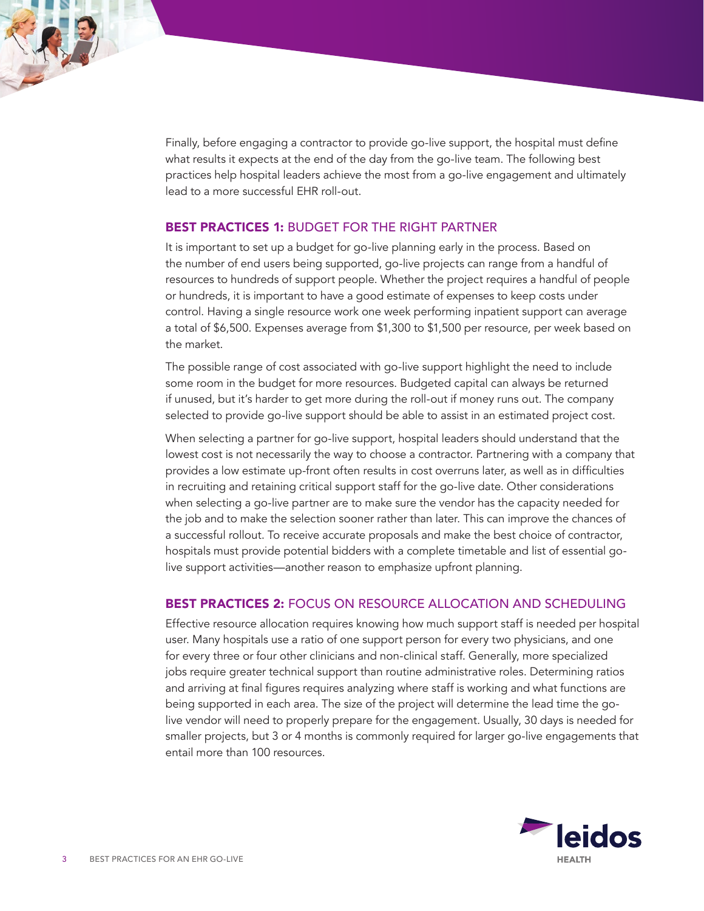Finally, before engaging a contractor to provide go-live support, the hospital must define what results it expects at the end of the day from the go-live team. The following best practices help hospital leaders achieve the most from a go-live engagement and ultimately lead to a more successful EHR roll-out.

## BEST PRACTICES 1: BUDGET FOR THE RIGHT PARTNER

It is important to set up a budget for go-live planning early in the process. Based on the number of end users being supported, go-live projects can range from a handful of resources to hundreds of support people. Whether the project requires a handful of people or hundreds, it is important to have a good estimate of expenses to keep costs under control. Having a single resource work one week performing inpatient support can average a total of $6,500. Expenses average from $1,300 to $1,500 per resource, per week based on the market.

The possible range of cost associated with go-live support highlight the need to include some room in the budget for more resources. Budgeted capital can always be returned if unused, but it's harder to get more during the roll-out if money runs out. The company selected to provide go-live support should be able to assist in an estimated project cost.

When selecting a partner for go-live support, hospital leaders should understand that the lowest cost is not necessarily the way to choose a contractor. Partnering with a company that provides a low estimate up-front often results in cost overruns later, as well as in difficulties in recruiting and retaining critical support staff for the go-live date. Other considerations when selecting a go-live partner are to make sure the vendor has the capacity needed for the job and to make the selection sooner rather than later. This can improve the chances of a successful rollout. To receive accurate proposals and make the best choice of contractor, hospitals must provide potential bidders with a complete timetable and list of essential go-live support activities—another reason to emphasize upfront planning.

## BEST PRACTICES 2: FOCUS ON RESOURCE ALLOCATION AND SCHEDULING

Effective resource allocation requires knowing how much support staff is needed per hospital user. Many hospitals use a ratio of one support person for every two physicians, and one for every three or four other clinicians and non-clinical staff. Generally, more specialized jobs require greater technical support than routine administrative roles. Determining ratios and arriving at final figures requires analyzing where staff is working and what functions are being supported in each area. The size of the project will determine the lead time the go-live vendor will need to properly prepare for the engagement. Usually, 30 days is needed for smaller projects, but 3 or 4 months is commonly required for larger go-live engagements that entail more than 100 resources.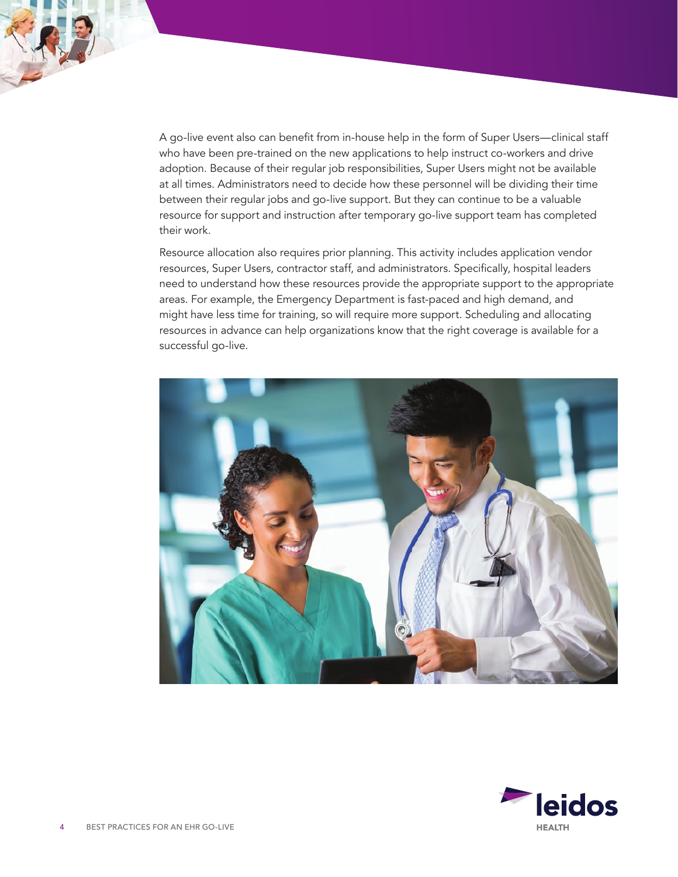A go-live event also can benefit from in-house help in the form of Super Users—clinical staff who have been pre-trained on the new applications to help instruct co-workers and drive adoption. Because of their regular job responsibilities, Super Users might not be available at all times. Administrators need to decide how these personnel will be dividing their time between their regular jobs and go-live support. But they can continue to be a valuable resource for support and instruction after temporary go-live support team has completed their work.

Resource allocation also requires prior planning. This activity includes application vendor resources, Super Users, contractor staff, and administrators. Specifically, hospital leaders need to understand how these resources provide the appropriate support to the appropriate areas. For example, the Emergency Department is fast-paced and high demand, and might have less time for training, so will require more support. Scheduling and allocating resources in advance can help organizations know that the right coverage is available for a successful go-live.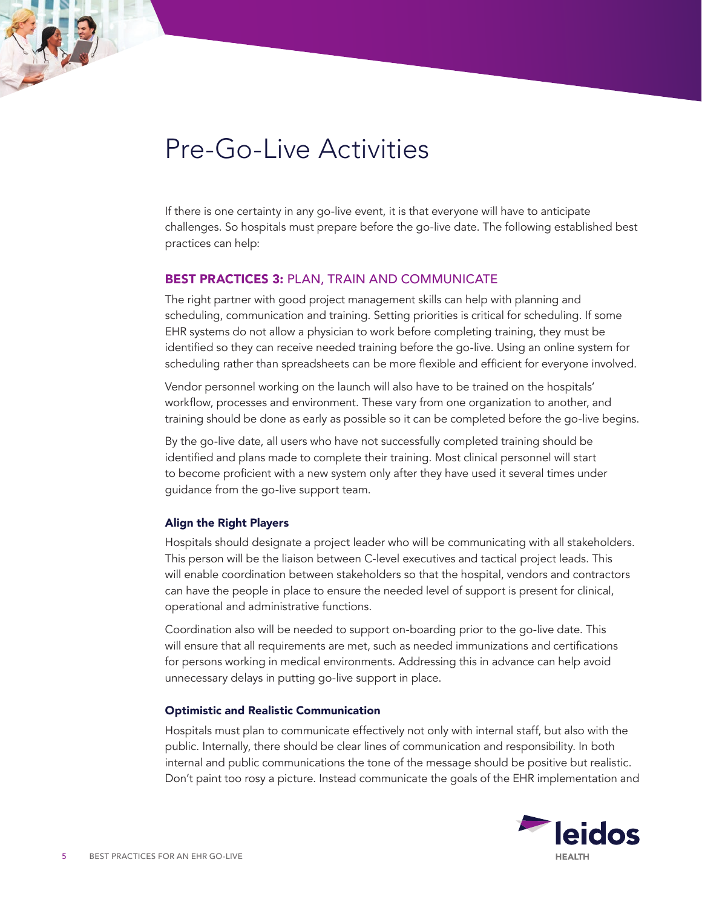# Pre-Go-Live Activities

If there is one certainty in any go-live event, it is that everyone will have to anticipate challenges. So hospitals must prepare before the go-live date. The following established best practices can help:

## BEST PRACTICES 3: PLAN, TRAIN AND COMMUNICATE

The right partner with good project management skills can help with planning and scheduling, communication and training. Setting priorities is critical for scheduling. If some EHR systems do not allow a physician to work before completing training, they must be identified so they can receive needed training before the go-live. Using an online system for scheduling rather than spreadsheets can be more flexible and efficient for everyone involved.

Vendor personnel working on the launch will also have to be trained on the hospitals' workflow, processes and environment. These vary from one organization to another, and training should be done as early as possible so it can be completed before the go-live begins.

By the go-live date, all users who have not successfully completed training should be identified and plans made to complete their training. Most clinical personnel will start to become proficient with a new system only after they have used it several times under guidance from the go-live support team.

### Align the Right Players

Hospitals should designate a project leader who will be communicating with all stakeholders. This person will be the liaison between C-level executives and tactical project leads. This will enable coordination between stakeholders so that the hospital, vendors and contractors can have the people in place to ensure the needed level of support is present for clinical, operational and administrative functions.

Coordination also will be needed to support on-boarding prior to the go-live date. This will ensure that all requirements are met, such as needed immunizations and certifications for persons working in medical environments. Addressing this in advance can help avoid unnecessary delays in putting go-live support in place.

### Optimistic and Realistic Communication

Hospitals must plan to communicate effectively not only with internal staff, but also with the public. Internally, there should be clear lines of communication and responsibility. In both internal and public communications the tone of the message should be positive but realistic. Don't paint too rosy a picture. Instead communicate the goals of the EHR implementation and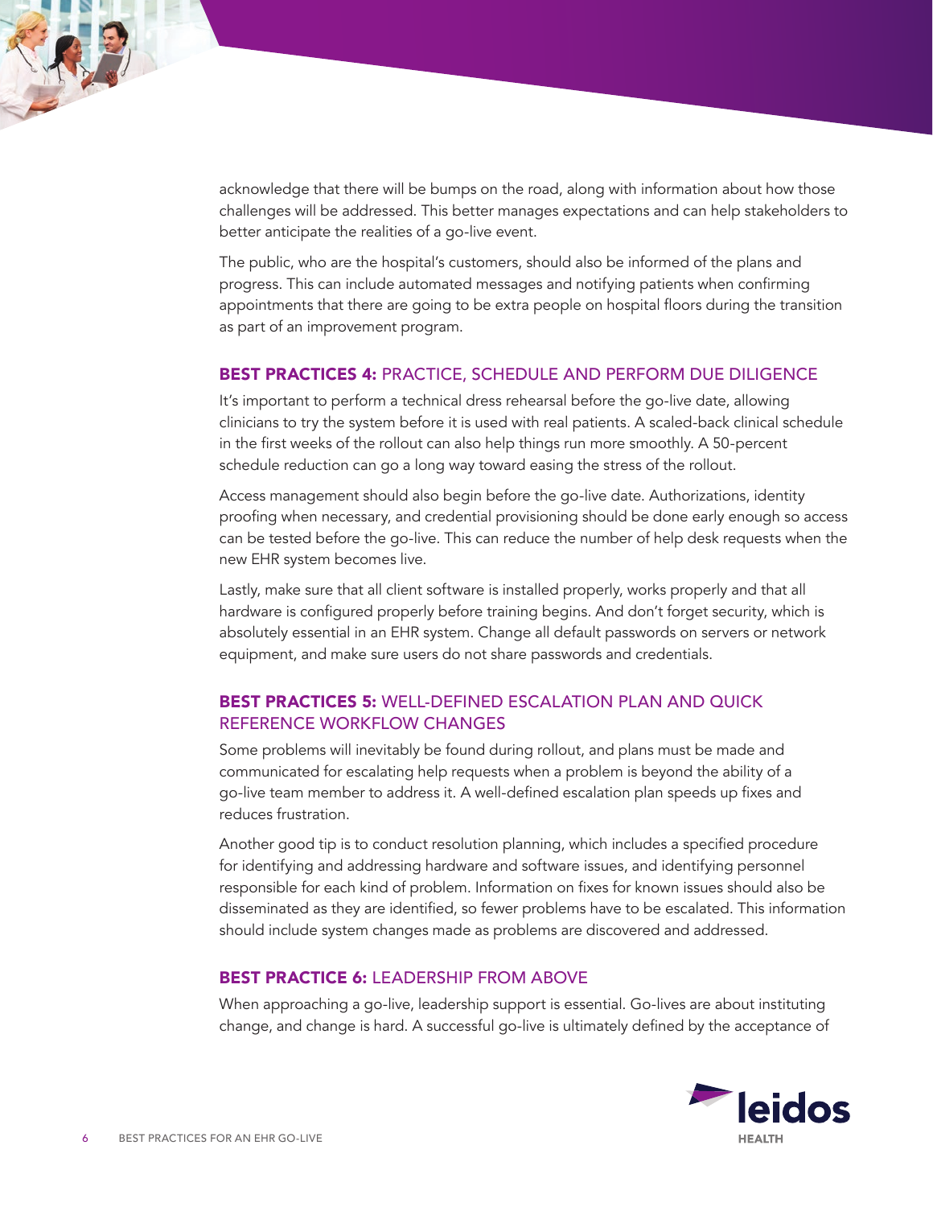acknowledge that there will be bumps on the road, along with information about how those challenges will be addressed. This better manages expectations and can help stakeholders to better anticipate the realities of a go-live event.

The public, who are the hospital's customers, should also be informed of the plans and progress. This can include automated messages and notifying patients when confirming appointments that there are going to be extra people on hospital floors during the transition as part of an improvement program.

## BEST PRACTICES 4: PRACTICE, SCHEDULE AND PERFORM DUE DILIGENCE

It's important to perform a technical dress rehearsal before the go-live date, allowing clinicians to try the system before it is used with real patients. A scaled-back clinical schedule in the first weeks of the rollout can also help things run more smoothly. A 50-percent schedule reduction can go a long way toward easing the stress of the rollout.

Access management should also begin before the go-live date. Authorizations, identity proofing when necessary, and credential provisioning should be done early enough so access can be tested before the go-live. This can reduce the number of help desk requests when the new EHR system becomes live.

Lastly, make sure that all client software is installed properly, works properly and that all hardware is configured properly before training begins. And don't forget security, which is absolutely essential in an EHR system. Change all default passwords on servers or network equipment, and make sure users do not share passwords and credentials.

## BEST PRACTICES 5: WELL-DEFINED ESCALATION PLAN AND QUICK REFERENCE WORKFLOW CHANGES

Some problems will inevitably be found during rollout, and plans must be made and communicated for escalating help requests when a problem is beyond the ability of a go-live team member to address it. A well-defined escalation plan speeds up fixes and reduces frustration.

Another good tip is to conduct resolution planning, which includes a specified procedure for identifying and addressing hardware and software issues, and identifying personnel responsible for each kind of problem. Information on fixes for known issues should also be disseminated as they are identified, so fewer problems have to be escalated. This information should include system changes made as problems are discovered and addressed.

## BEST PRACTICE 6: LEADERSHIP FROM ABOVE

When approaching a go-live, leadership support is essential. Go-lives are about instituting change, and change is hard. A successful go-live is ultimately defined by the acceptance of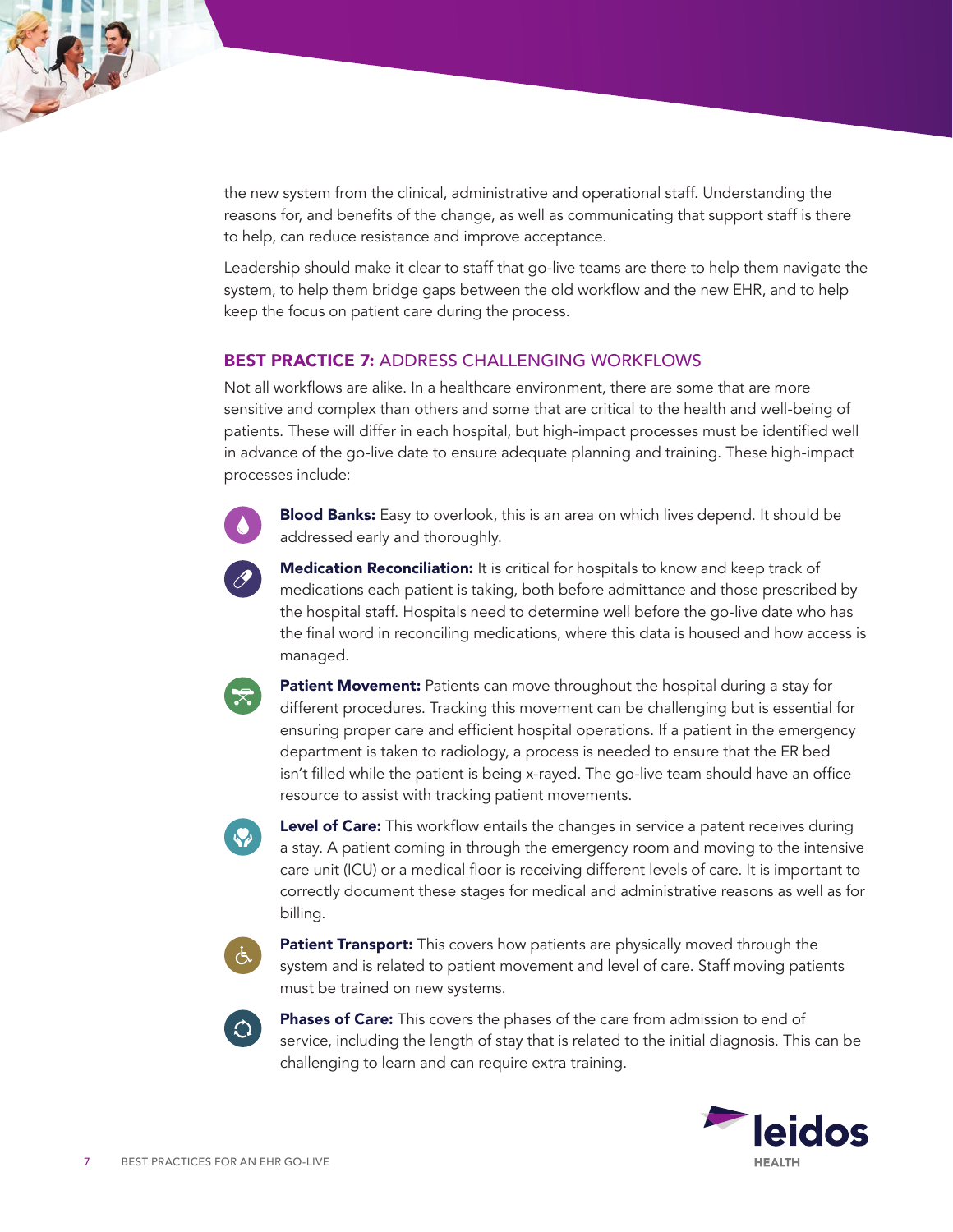the new system from the clinical, administrative and operational staff. Understanding the reasons for, and benefits of the change, as well as communicating that support staff is there to help, can reduce resistance and improve acceptance.

Leadership should make it clear to staff that go-live teams are there to help them navigate the system, to help them bridge gaps between the old workflow and the new EHR, and to help keep the focus on patient care during the process.

## BEST PRACTICE 7: ADDRESS CHALLENGING WORKFLOWS

Not all workflows are alike. In a healthcare environment, there are some that are more sensitive and complex than others and some that are critical to the health and well-being of patients. These will differ in each hospital, but high-impact processes must be identified well in advance of the go-live date to ensure adequate planning and training. These high-impact processes include:

- **Blood Banks:** Easy to overlook, this is an area on which lives depend. It should be addressed early and thoroughly.
- **Medication Reconciliation:** It is critical for hospitals to know and keep track of medications each patient is taking, both before admittance and those prescribed by the hospital staff. Hospitals need to determine well before the go-live date who has the final word in reconciling medications, where this data is housed and how access is managed.
- **Patient Movement:** Patients can move throughout the hospital during a stay for different procedures. Tracking this movement can be challenging but is essential for ensuring proper care and efficient hospital operations. If a patient in the emergency department is taken to radiology, a process is needed to ensure that the ER bed isn't filled while the patient is being x-rayed. The go-live team should have an office resource to assist with tracking patient movements.
- **Level of Care:** This workflow entails the changes in service a patent receives during a stay. A patient coming in through the emergency room and moving to the intensive care unit (ICU) or a medical floor is receiving different levels of care. It is important to correctly document these stages for medical and administrative reasons as well as for billing.
- **Patient Transport:** This covers how patients are physically moved through the system and is related to patient movement and level of care. Staff moving patients must be trained on new systems.
- **Phases of Care:** This covers the phases of the care from admission to end of service, including the length of stay that is related to the initial diagnosis. This can be challenging to learn and can require extra training.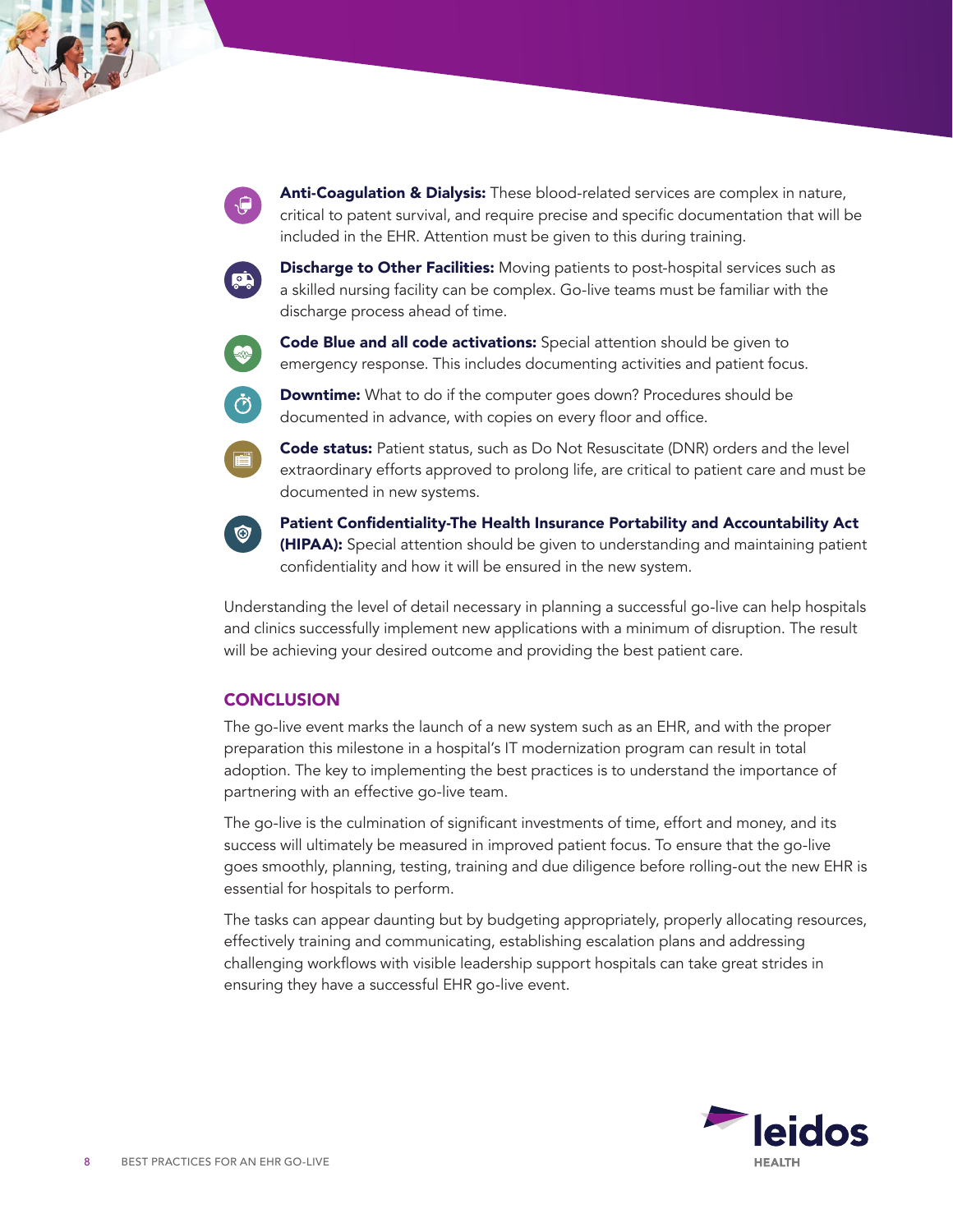- **Anti-Coagulation & Dialysis:** These blood-related services are complex in nature, critical to patent survival, and require precise and specific documentation that will be included in the EHR. Attention must be given to this during training.
- **Discharge to Other Facilities:** Moving patients to post-hospital services such as a skilled nursing facility can be complex. Go-live teams must be familiar with the discharge process ahead of time.
- **Code Blue and all code activations:** Special attention should be given to emergency response. This includes documenting activities and patient focus.
- **Downtime:** What to do if the computer goes down? Procedures should be documented in advance, with copies on every floor and office.
- **Code status:** Patient status, such as Do Not Resuscitate (DNR) orders and the level extraordinary efforts approved to prolong life, are critical to patient care and must be documented in new systems.
- **Patient Confidentiality-The Health Insurance Portability and Accountability Act (HIPAA):** Special attention should be given to understanding and maintaining patient confidentiality and how it will be ensured in the new system.

Understanding the level of detail necessary in planning a successful go-live can help hospitals and clinics successfully implement new applications with a minimum of disruption. The result will be achieving your desired outcome and providing the best patient care.

## CONCLUSION

The go-live event marks the launch of a new system such as an EHR, and with the proper preparation this milestone in a hospital's IT modernization program can result in total adoption. The key to implementing the best practices is to understand the importance of partnering with an effective go-live team.

The go-live is the culmination of significant investments of time, effort and money, and its success will ultimately be measured in improved patient focus. To ensure that the go-live goes smoothly, planning, testing, training and due diligence before rolling-out the new EHR is essential for hospitals to perform.

The tasks can appear daunting but by budgeting appropriately, properly allocating resources, effectively training and communicating, establishing escalation plans and addressing challenging workflows with visible leadership support hospitals can take great strides in ensuring they have a successful EHR go-live event.

leidos HEALTH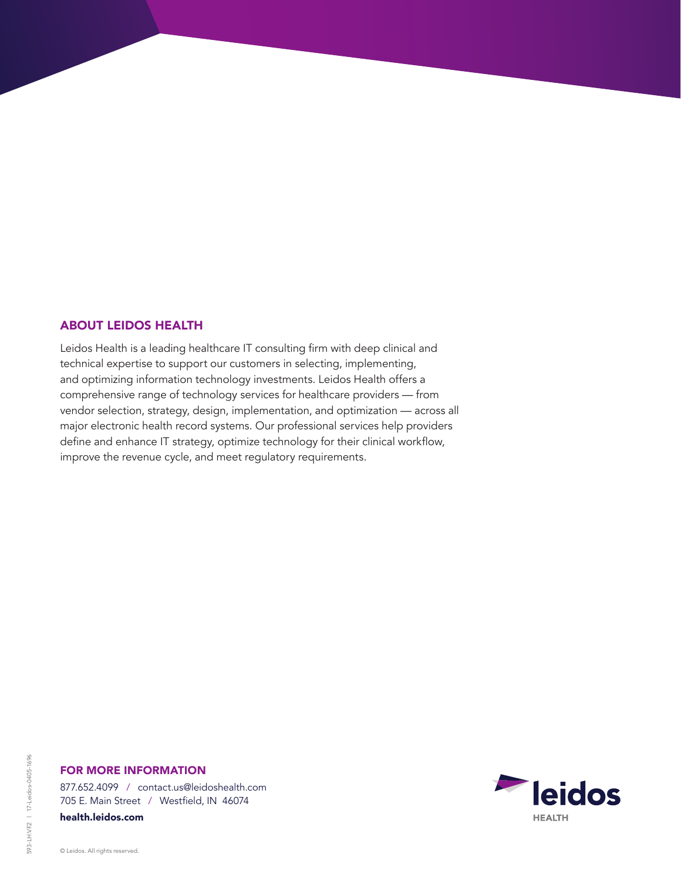## ABOUT LEIDOS HEALTH

Leidos Health is a leading healthcare IT consulting firm with deep clinical and technical expertise to support our customers in selecting, implementing, and optimizing information technology investments. Leidos Health offers a comprehensive range of technology services for healthcare providers — from vendor selection, strategy, design, implementation, and optimization — across all major electronic health record systems. Our professional services help providers define and enhance IT strategy, optimize technology for their clinical workflow, improve the revenue cycle, and meet regulatory requirements.

## FOR MORE INFORMATION

877.652.4099 / contact.us@leidoshealth.com
705 E. Main Street / Westfield, IN 46074

**health.leidos.com**

leidos HEALTH

© Leidos. All rights reserved.

593-LH-VF2 | 17-Leidos-0405-1696